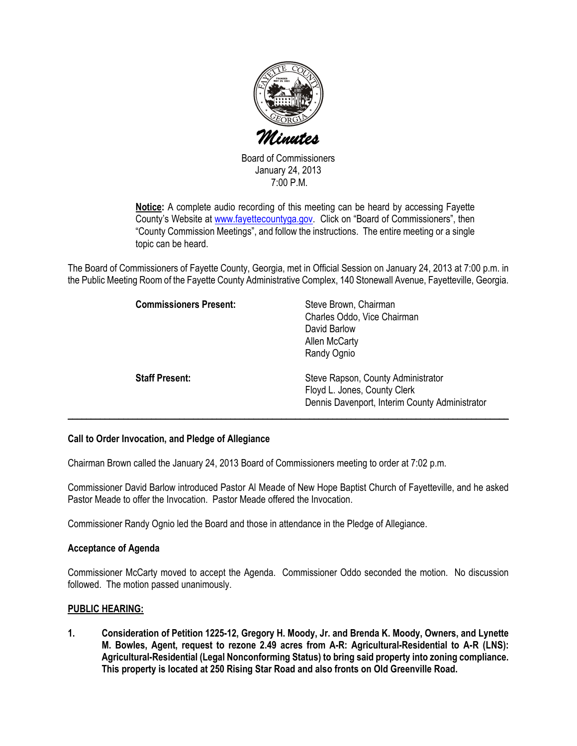# Minutes

Board of Commissioners
January 24, 2013
7:00 P.M.

**Notice:** A complete audio recording of this meeting can be heard by accessing Fayette County's Website at www.fayettecountyga.gov. Click on "Board of Commissioners", then "County Commission Meetings", and follow the instructions. The entire meeting or a single topic can be heard.

The Board of Commissioners of Fayette County, Georgia, met in Official Session on January 24, 2013 at 7:00 p.m. in the Public Meeting Room of the Fayette County Administrative Complex, 140 Stonewall Avenue, Fayetteville, Georgia.

| | |
|---|---|
| **Commissioners Present:** | Steve Brown, Chairman<br>Charles Oddo, Vice Chairman<br>David Barlow<br>Allen McCarty<br>Randy Ognio |
| **Staff Present:** | Steve Rapson, County Administrator<br>Floyd L. Jones, County Clerk<br>Dennis Davenport, Interim County Administrator |

---

**Call to Order Invocation, and Pledge of Allegiance**

Chairman Brown called the January 24, 2013 Board of Commissioners meeting to order at 7:02 p.m.

Commissioner David Barlow introduced Pastor Al Meade of New Hope Baptist Church of Fayetteville, and he asked Pastor Meade to offer the Invocation. Pastor Meade offered the Invocation.

Commissioner Randy Ognio led the Board and those in attendance in the Pledge of Allegiance.

**Acceptance of Agenda**

Commissioner McCarty moved to accept the Agenda. Commissioner Oddo seconded the motion. No discussion followed. The motion passed unanimously.

**PUBLIC HEARING:**

1. **Consideration of Petition 1225-12, Gregory H. Moody, Jr. and Brenda K. Moody, Owners, and Lynette M. Bowles, Agent, request to rezone 2.49 acres from A-R: Agricultural-Residential to A-R (LNS): Agricultural-Residential (Legal Nonconforming Status) to bring said property into zoning compliance. This property is located at 250 Rising Star Road and also fronts on Old Greenville Road.**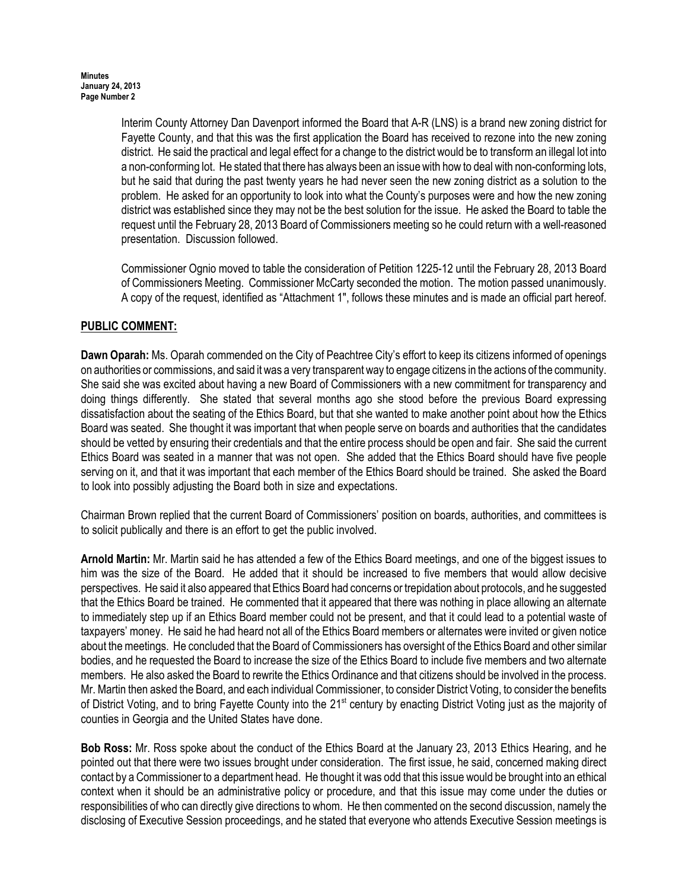Interim County Attorney Dan Davenport informed the Board that A-R (LNS) is a brand new zoning district for Fayette County, and that this was the first application the Board has received to rezone into the new zoning district. He said the practical and legal effect for a change to the district would be to transform an illegal lot into a non-conforming lot. He stated that there has always been an issue with how to deal with non-conforming lots, but he said that during the past twenty years he had never seen the new zoning district as a solution to the problem. He asked for an opportunity to look into what the County's purposes were and how the new zoning district was established since they may not be the best solution for the issue. He asked the Board to table the request until the February 28, 2013 Board of Commissioners meeting so he could return with a well-reasoned presentation. Discussion followed.

Commissioner Ognio moved to table the consideration of Petition 1225-12 until the February 28, 2013 Board of Commissioners Meeting. Commissioner McCarty seconded the motion. The motion passed unanimously. A copy of the request, identified as "Attachment 1", follows these minutes and is made an official part hereof.

## PUBLIC COMMENT:

**Dawn Oparah:** Ms. Oparah commended on the City of Peachtree City's effort to keep its citizens informed of openings on authorities or commissions, and said it was a very transparent way to engage citizens in the actions of the community. She said she was excited about having a new Board of Commissioners with a new commitment for transparency and doing things differently. She stated that several months ago she stood before the previous Board expressing dissatisfaction about the seating of the Ethics Board, but that she wanted to make another point about how the Ethics Board was seated. She thought it was important that when people serve on boards and authorities that the candidates should be vetted by ensuring their credentials and that the entire process should be open and fair. She said the current Ethics Board was seated in a manner that was not open. She added that the Ethics Board should have five people serving on it, and that it was important that each member of the Ethics Board should be trained. She asked the Board to look into possibly adjusting the Board both in size and expectations.

Chairman Brown replied that the current Board of Commissioners' position on boards, authorities, and committees is to solicit publically and there is an effort to get the public involved.

**Arnold Martin:** Mr. Martin said he has attended a few of the Ethics Board meetings, and one of the biggest issues to him was the size of the Board. He added that it should be increased to five members that would allow decisive perspectives. He said it also appeared that Ethics Board had concerns or trepidation about protocols, and he suggested that the Ethics Board be trained. He commented that it appeared that there was nothing in place allowing an alternate to immediately step up if an Ethics Board member could not be present, and that it could lead to a potential waste of taxpayers' money. He said he had heard not all of the Ethics Board members or alternates were invited or given notice about the meetings. He concluded that the Board of Commissioners has oversight of the Ethics Board and other similar bodies, and he requested the Board to increase the size of the Ethics Board to include five members and two alternate members. He also asked the Board to rewrite the Ethics Ordinance and that citizens should be involved in the process. Mr. Martin then asked the Board, and each individual Commissioner, to consider District Voting, to consider the benefits of District Voting, and to bring Fayette County into the 21st century by enacting District Voting just as the majority of counties in Georgia and the United States have done.

**Bob Ross:** Mr. Ross spoke about the conduct of the Ethics Board at the January 23, 2013 Ethics Hearing, and he pointed out that there were two issues brought under consideration. The first issue, he said, concerned making direct contact by a Commissioner to a department head. He thought it was odd that this issue would be brought into an ethical context when it should be an administrative policy or procedure, and that this issue may come under the duties or responsibilities of who can directly give directions to whom. He then commented on the second discussion, namely the disclosing of Executive Session proceedings, and he stated that everyone who attends Executive Session meetings is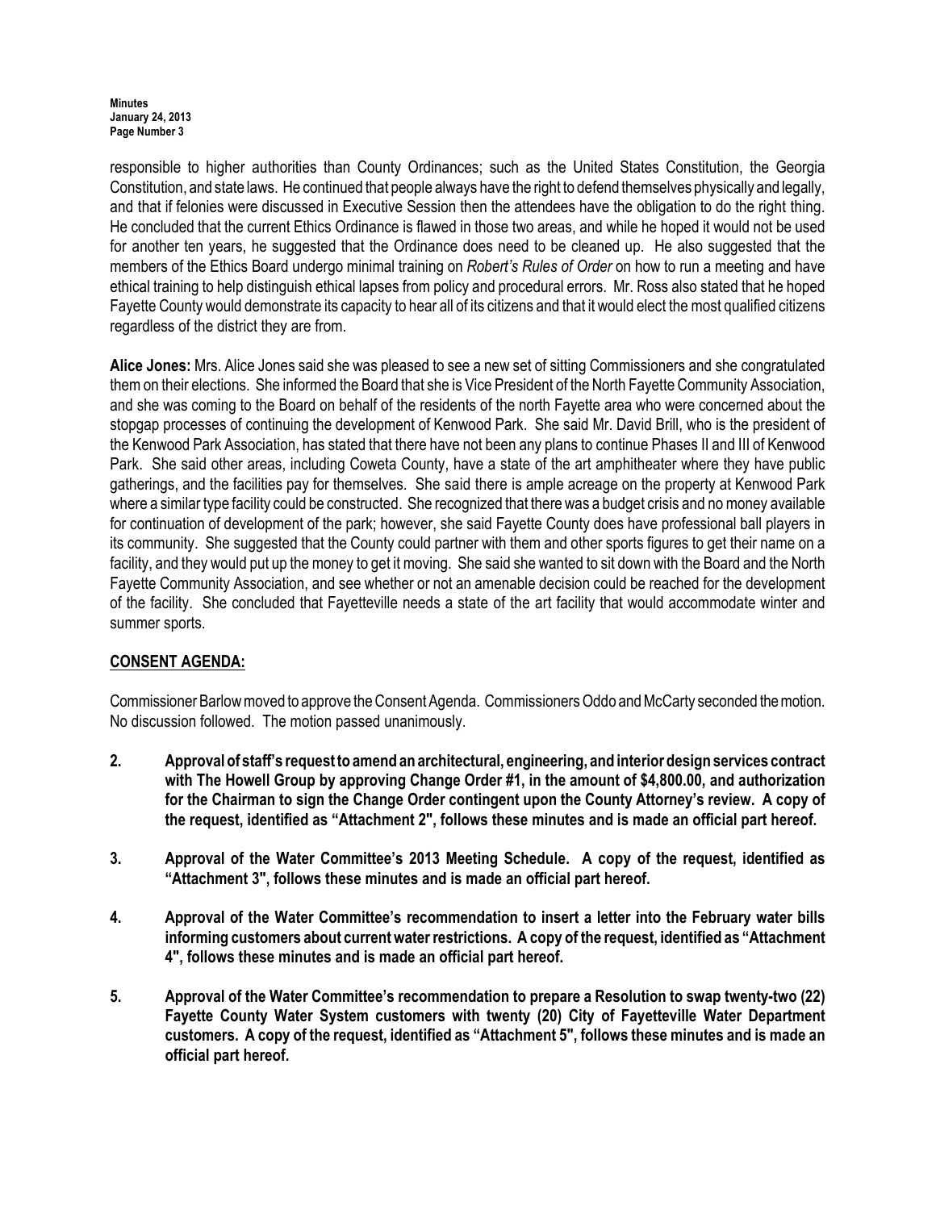responsible to higher authorities than County Ordinances; such as the United States Constitution, the Georgia Constitution, and state laws. He continued that people always have the right to defend themselves physically and legally, and that if felonies were discussed in Executive Session then the attendees have the obligation to do the right thing. He concluded that the current Ethics Ordinance is flawed in those two areas, and while he hoped it would not be used for another ten years, he suggested that the Ordinance does need to be cleaned up. He also suggested that the members of the Ethics Board undergo minimal training on *Robert's Rules of Order* on how to run a meeting and have ethical training to help distinguish ethical lapses from policy and procedural errors. Mr. Ross also stated that he hoped Fayette County would demonstrate its capacity to hear all of its citizens and that it would elect the most qualified citizens regardless of the district they are from.

**Alice Jones:** Mrs. Alice Jones said she was pleased to see a new set of sitting Commissioners and she congratulated them on their elections. She informed the Board that she is Vice President of the North Fayette Community Association, and she was coming to the Board on behalf of the residents of the north Fayette area who were concerned about the stopgap processes of continuing the development of Kenwood Park. She said Mr. David Brill, who is the president of the Kenwood Park Association, has stated that there have not been any plans to continue Phases II and III of Kenwood Park. She said other areas, including Coweta County, have a state of the art amphitheater where they have public gatherings, and the facilities pay for themselves. She said there is ample acreage on the property at Kenwood Park where a similar type facility could be constructed. She recognized that there was a budget crisis and no money available for continuation of development of the park; however, she said Fayette County does have professional ball players in its community. She suggested that the County could partner with them and other sports figures to get their name on a facility, and they would put up the money to get it moving. She said she wanted to sit down with the Board and the North Fayette Community Association, and see whether or not an amenable decision could be reached for the development of the facility. She concluded that Fayetteville needs a state of the art facility that would accommodate winter and summer sports.

## CONSENT AGENDA:

Commissioner Barlow moved to approve the Consent Agenda. Commissioners Oddo and McCarty seconded the motion. No discussion followed. The motion passed unanimously.

**2. Approval of staff's request to amend an architectural, engineering, and interior design services contract with The Howell Group by approving Change Order #1, in the amount of $4,800.00, and authorization for the Chairman to sign the Change Order contingent upon the County Attorney's review. A copy of the request, identified as "Attachment 2", follows these minutes and is made an official part hereof.**

**3. Approval of the Water Committee's 2013 Meeting Schedule. A copy of the request, identified as "Attachment 3", follows these minutes and is made an official part hereof.**

**4. Approval of the Water Committee's recommendation to insert a letter into the February water bills informing customers about current water restrictions. A copy of the request, identified as "Attachment 4", follows these minutes and is made an official part hereof.**

**5. Approval of the Water Committee's recommendation to prepare a Resolution to swap twenty-two (22) Fayette County Water System customers with twenty (20) City of Fayetteville Water Department customers. A copy of the request, identified as "Attachment 5", follows these minutes and is made an official part hereof.**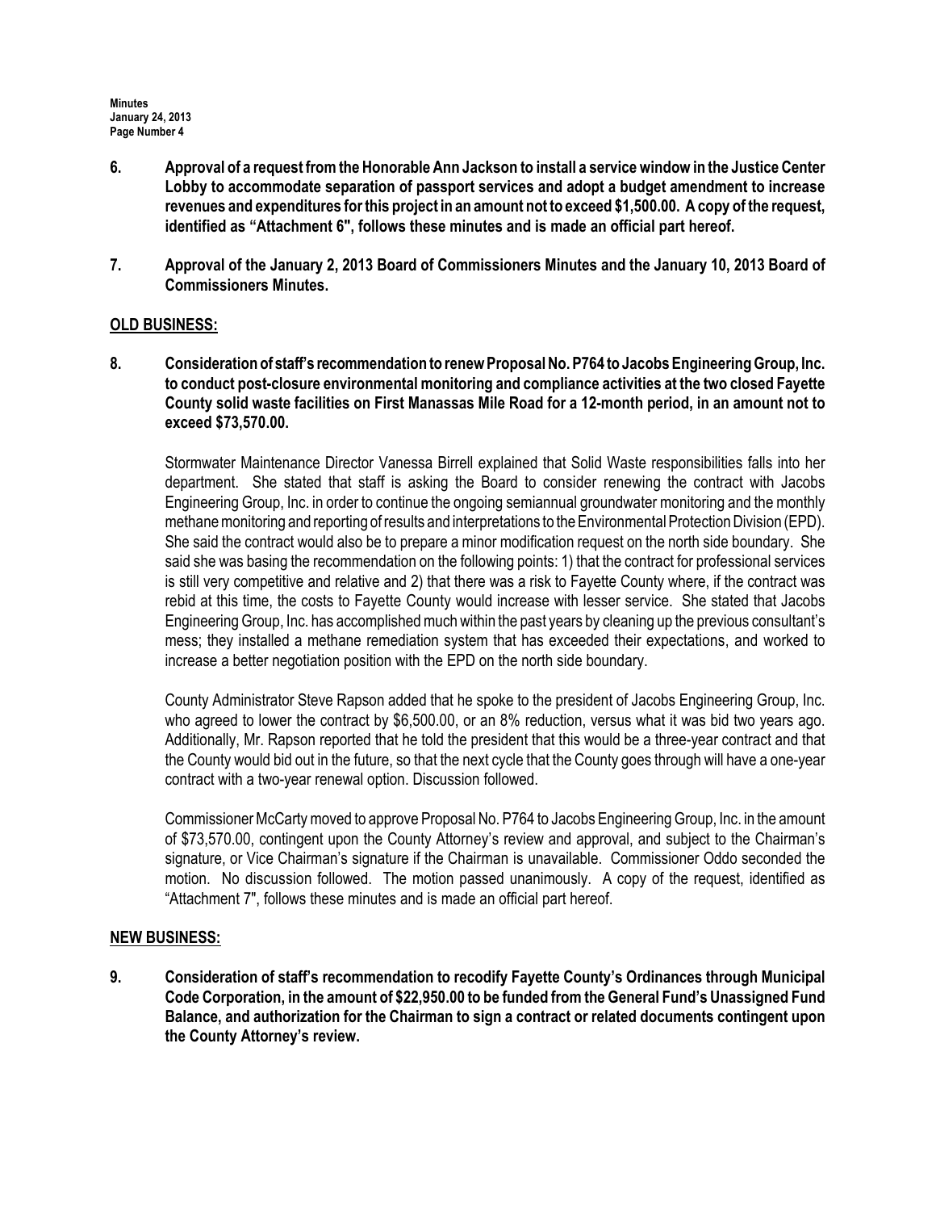**6. Approval of a request from the Honorable Ann Jackson to install a service window in the Justice Center Lobby to accommodate separation of passport services and adopt a budget amendment to increase revenues and expenditures for this project in an amount not to exceed $1,500.00. A copy of the request, identified as "Attachment 6", follows these minutes and is made an official part hereof.**

**7. Approval of the January 2, 2013 Board of Commissioners Minutes and the January 10, 2013 Board of Commissioners Minutes.**

## OLD BUSINESS:

**8. Consideration of staff's recommendation to renew Proposal No. P764 to Jacobs Engineering Group, Inc. to conduct post-closure environmental monitoring and compliance activities at the two closed Fayette County solid waste facilities on First Manassas Mile Road for a 12-month period, in an amount not to exceed $73,570.00.**

Stormwater Maintenance Director Vanessa Birrell explained that Solid Waste responsibilities falls into her department. She stated that staff is asking the Board to consider renewing the contract with Jacobs Engineering Group, Inc. in order to continue the ongoing semiannual groundwater monitoring and the monthly methane monitoring and reporting of results and interpretations to the Environmental Protection Division (EPD). She said the contract would also be to prepare a minor modification request on the north side boundary. She said she was basing the recommendation on the following points: 1) that the contract for professional services is still very competitive and relative and 2) that there was a risk to Fayette County where, if the contract was rebid at this time, the costs to Fayette County would increase with lesser service. She stated that Jacobs Engineering Group, Inc. has accomplished much within the past years by cleaning up the previous consultant's mess; they installed a methane remediation system that has exceeded their expectations, and worked to increase a better negotiation position with the EPD on the north side boundary.

County Administrator Steve Rapson added that he spoke to the president of Jacobs Engineering Group, Inc. who agreed to lower the contract by $6,500.00, or an 8% reduction, versus what it was bid two years ago. Additionally, Mr. Rapson reported that he told the president that this would be a three-year contract and that the County would bid out in the future, so that the next cycle that the County goes through will have a one-year contract with a two-year renewal option. Discussion followed.

Commissioner McCarty moved to approve Proposal No. P764 to Jacobs Engineering Group, Inc. in the amount of $73,570.00, contingent upon the County Attorney's review and approval, and subject to the Chairman's signature, or Vice Chairman's signature if the Chairman is unavailable. Commissioner Oddo seconded the motion. No discussion followed. The motion passed unanimously. A copy of the request, identified as "Attachment 7", follows these minutes and is made an official part hereof.

## NEW BUSINESS:

**9. Consideration of staff's recommendation to recodify Fayette County's Ordinances through Municipal Code Corporation, in the amount of $22,950.00 to be funded from the General Fund's Unassigned Fund Balance, and authorization for the Chairman to sign a contract or related documents contingent upon the County Attorney's review.**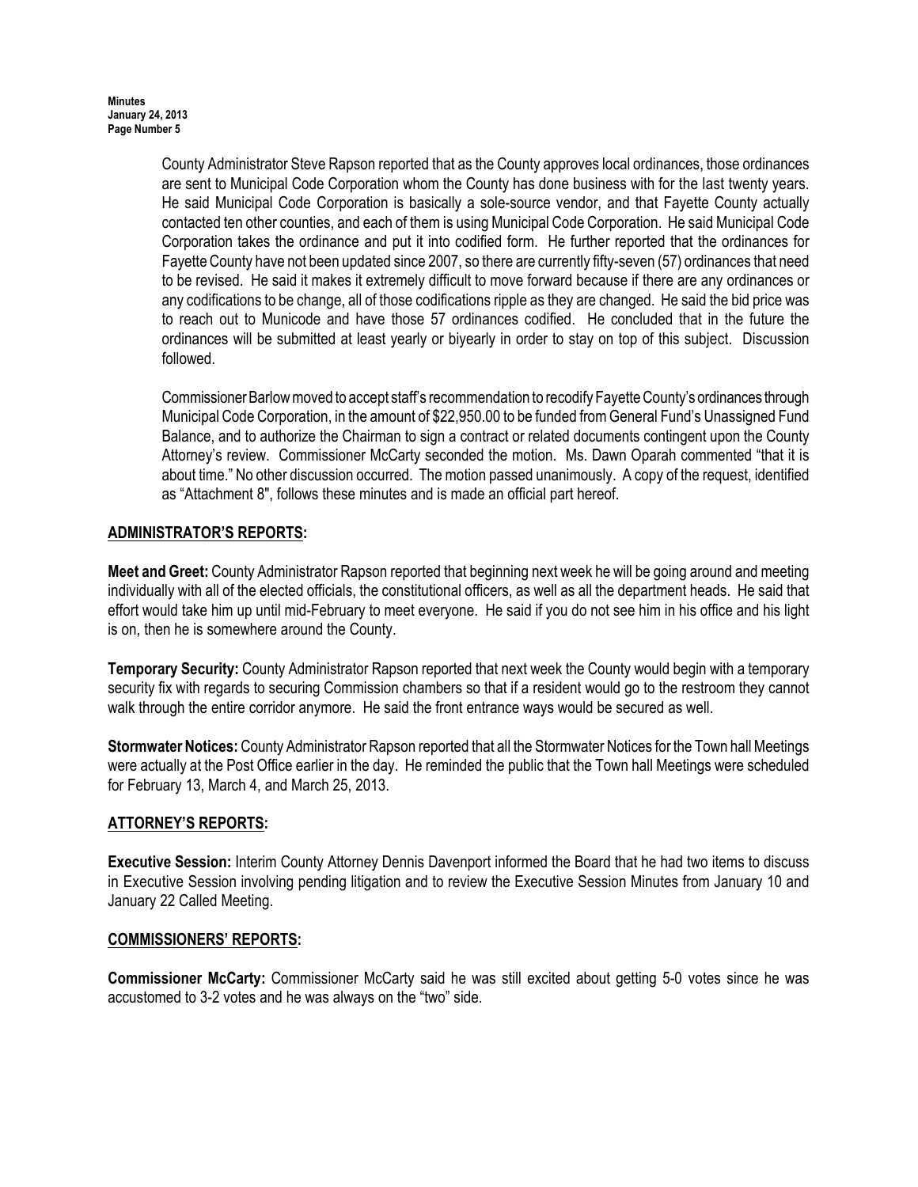County Administrator Steve Rapson reported that as the County approves local ordinances, those ordinances are sent to Municipal Code Corporation whom the County has done business with for the last twenty years. He said Municipal Code Corporation is basically a sole-source vendor, and that Fayette County actually contacted ten other counties, and each of them is using Municipal Code Corporation. He said Municipal Code Corporation takes the ordinance and put it into codified form. He further reported that the ordinances for Fayette County have not been updated since 2007, so there are currently fifty-seven (57) ordinances that need to be revised. He said it makes it extremely difficult to move forward because if there are any ordinances or any codifications to be change, all of those codifications ripple as they are changed. He said the bid price was to reach out to Municode and have those 57 ordinances codified. He concluded that in the future the ordinances will be submitted at least yearly or biyearly in order to stay on top of this subject. Discussion followed.

Commissioner Barlow moved to accept staff's recommendation to recodify Fayette County's ordinances through Municipal Code Corporation, in the amount of $22,950.00 to be funded from General Fund's Unassigned Fund Balance, and to authorize the Chairman to sign a contract or related documents contingent upon the County Attorney's review. Commissioner McCarty seconded the motion. Ms. Dawn Oparah commented "that it is about time." No other discussion occurred. The motion passed unanimously. A copy of the request, identified as "Attachment 8", follows these minutes and is made an official part hereof.

## ADMINISTRATOR'S REPORTS:

**Meet and Greet:** County Administrator Rapson reported that beginning next week he will be going around and meeting individually with all of the elected officials, the constitutional officers, as well as all the department heads. He said that effort would take him up until mid-February to meet everyone. He said if you do not see him in his office and his light is on, then he is somewhere around the County.

**Temporary Security:** County Administrator Rapson reported that next week the County would begin with a temporary security fix with regards to securing Commission chambers so that if a resident would go to the restroom they cannot walk through the entire corridor anymore. He said the front entrance ways would be secured as well.

**Stormwater Notices:** County Administrator Rapson reported that all the Stormwater Notices for the Town hall Meetings were actually at the Post Office earlier in the day. He reminded the public that the Town hall Meetings were scheduled for February 13, March 4, and March 25, 2013.

## ATTORNEY'S REPORTS:

**Executive Session:** Interim County Attorney Dennis Davenport informed the Board that he had two items to discuss in Executive Session involving pending litigation and to review the Executive Session Minutes from January 10 and January 22 Called Meeting.

## COMMISSIONERS' REPORTS:

**Commissioner McCarty:** Commissioner McCarty said he was still excited about getting 5-0 votes since he was accustomed to 3-2 votes and he was always on the "two" side.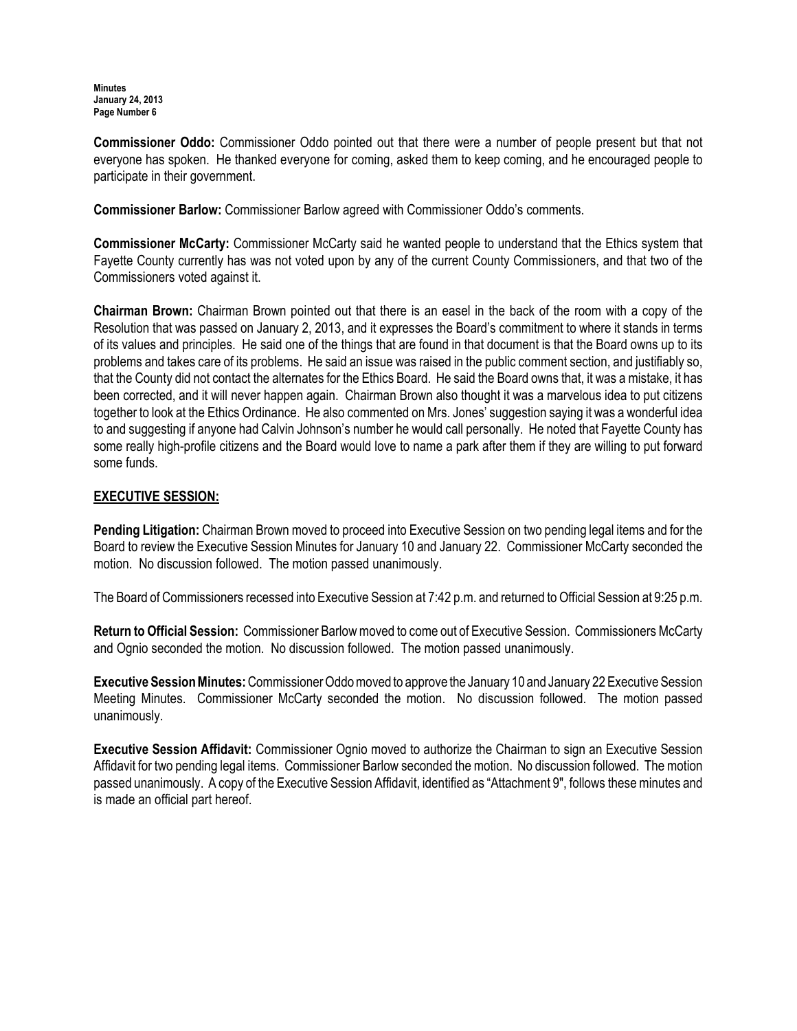**Commissioner Oddo:** Commissioner Oddo pointed out that there were a number of people present but that not everyone has spoken. He thanked everyone for coming, asked them to keep coming, and he encouraged people to participate in their government.

**Commissioner Barlow:** Commissioner Barlow agreed with Commissioner Oddo's comments.

**Commissioner McCarty:** Commissioner McCarty said he wanted people to understand that the Ethics system that Fayette County currently has was not voted upon by any of the current County Commissioners, and that two of the Commissioners voted against it.

**Chairman Brown:** Chairman Brown pointed out that there is an easel in the back of the room with a copy of the Resolution that was passed on January 2, 2013, and it expresses the Board's commitment to where it stands in terms of its values and principles. He said one of the things that are found in that document is that the Board owns up to its problems and takes care of its problems. He said an issue was raised in the public comment section, and justifiably so, that the County did not contact the alternates for the Ethics Board. He said the Board owns that, it was a mistake, it has been corrected, and it will never happen again. Chairman Brown also thought it was a marvelous idea to put citizens together to look at the Ethics Ordinance. He also commented on Mrs. Jones' suggestion saying it was a wonderful idea to and suggesting if anyone had Calvin Johnson's number he would call personally. He noted that Fayette County has some really high-profile citizens and the Board would love to name a park after them if they are willing to put forward some funds.

## EXECUTIVE SESSION:

**Pending Litigation:** Chairman Brown moved to proceed into Executive Session on two pending legal items and for the Board to review the Executive Session Minutes for January 10 and January 22. Commissioner McCarty seconded the motion. No discussion followed. The motion passed unanimously.

The Board of Commissioners recessed into Executive Session at 7:42 p.m. and returned to Official Session at 9:25 p.m.

**Return to Official Session:** Commissioner Barlow moved to come out of Executive Session. Commissioners McCarty and Ognio seconded the motion. No discussion followed. The motion passed unanimously.

**Executive Session Minutes:** Commissioner Oddo moved to approve the January 10 and January 22 Executive Session Meeting Minutes. Commissioner McCarty seconded the motion. No discussion followed. The motion passed unanimously.

**Executive Session Affidavit:** Commissioner Ognio moved to authorize the Chairman to sign an Executive Session Affidavit for two pending legal items. Commissioner Barlow seconded the motion. No discussion followed. The motion passed unanimously. A copy of the Executive Session Affidavit, identified as "Attachment 9", follows these minutes and is made an official part hereof.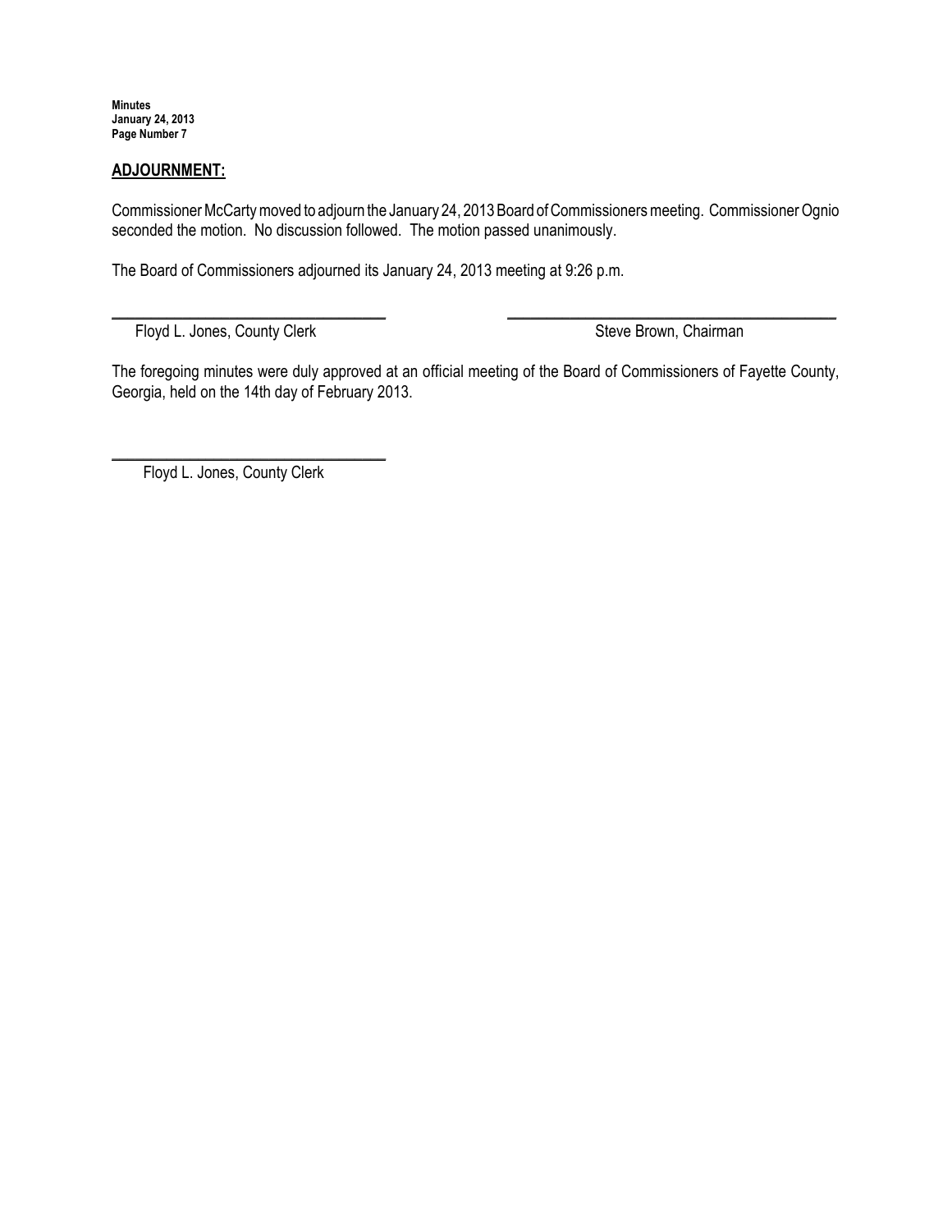## ADJOURNMENT:

Commissioner McCarty moved to adjourn the January 24, 2013 Board of Commissioners meeting. Commissioner Ognio seconded the motion. No discussion followed. The motion passed unanimously.

The Board of Commissioners adjourned its January 24, 2013 meeting at 9:26 p.m.

\_\_\_\_\_\_\_\_\_\_\_\_\_\_\_\_\_\_\_\_\_\_\_\_\_\_\_\_\_\_\_\_\_\_\_\_ \_\_\_\_\_\_\_\_\_\_\_\_\_\_\_\_\_\_\_\_\_\_\_\_\_\_\_\_\_\_\_\_\_\_\_\_\_\_\_\_\_\_\_

Floyd L. Jones, County Clerk Steve Brown, Chairman

The foregoing minutes were duly approved at an official meeting of the Board of Commissioners of Fayette County, Georgia, held on the 14th day of February 2013.

\_\_\_\_\_\_\_\_\_\_\_\_\_\_\_\_\_\_\_\_\_\_\_\_\_\_\_\_\_\_\_\_\_\_\_\_

Floyd L. Jones, County Clerk